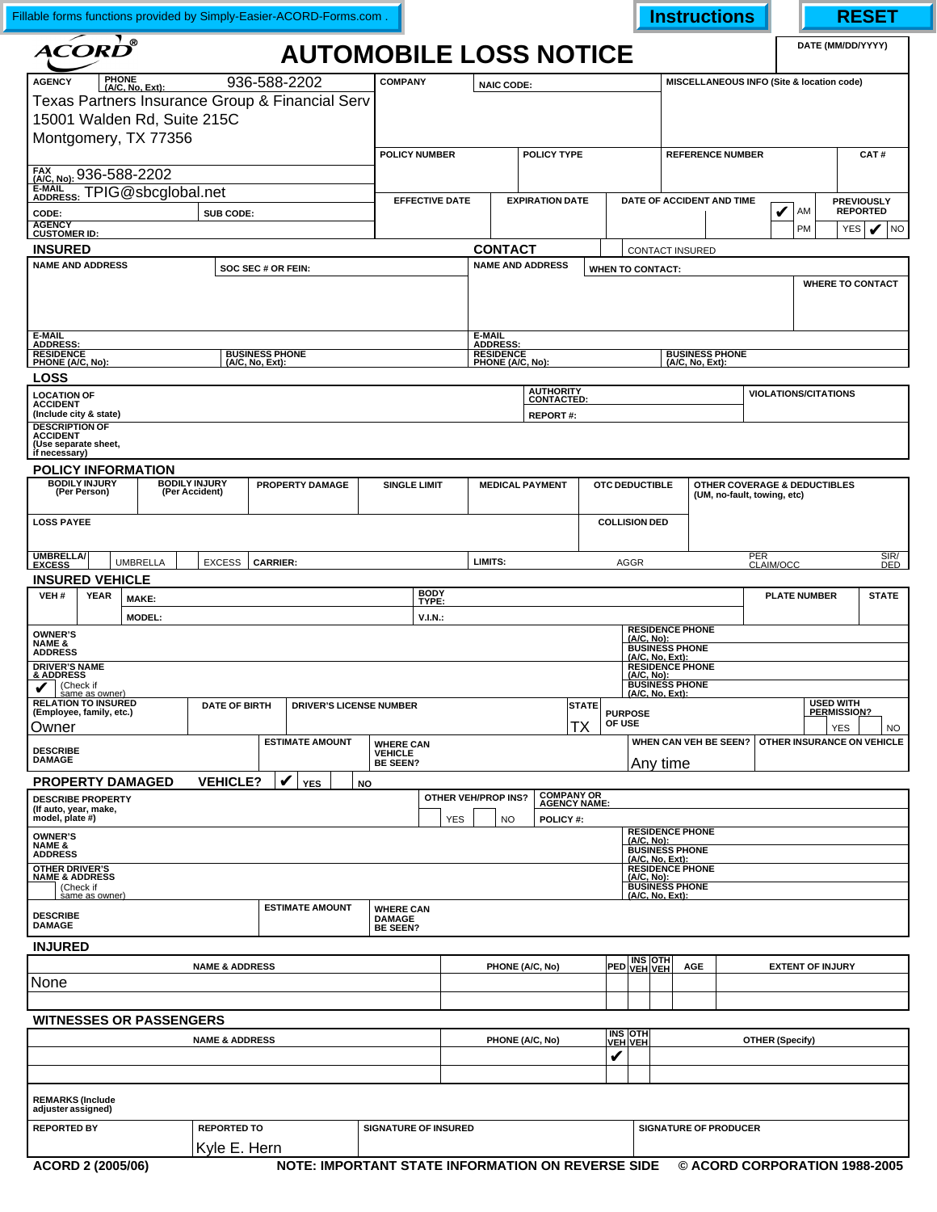Fillable forms functions provided by Simply-Easier-ACORD-Forms.com . | Instructions | RESET

ACORD®

# AUTOMOBILE LOSS NOTICE

DATE (MM/DD/YYYY):

| AGENCY | PHONE (A/C, No, Ext): 936-588-2202 | COMPANY | NAIC CODE: | MISCELLANEOUS INFO (Site & location code) |
|---|---|---|---|---|
| Texas Partners Insurance Group & Financial Serv<br>15001 Walden Rd, Suite 215C<br>Montgomery, TX 77356 | | | | |

| POLICY NUMBER | POLICY TYPE | REFERENCE NUMBER | CAT # |
|---|---|---|---|
| | | | |

FAX (A/C, No): 936-588-2202

E-MAIL ADDRESS: TPIG@sbcglobal.net

CODE: | SUB CODE:

AGENCY CUSTOMER ID:

| EFFECTIVE DATE | EXPIRATION DATE | DATE OF ACCIDENT AND TIME | AM / PM | PREVIOUSLY REPORTED |
|---|---|---|---|---|
| | | | ✔ AM ☐ PM | ☐ YES ✔ NO |

## INSURED

| NAME AND ADDRESS | SOC SEC # OR FEIN: |
|---|---|
| | |

E-MAIL ADDRESS:

RESIDENCE PHONE (A/C, No): | BUSINESS PHONE (A/C, No, Ext):

## CONTACT

☐ CONTACT INSURED

| NAME AND ADDRESS | WHEN TO CONTACT: | WHERE TO CONTACT |
|---|---|---|
| | | |

E-MAIL ADDRESS:

RESIDENCE PHONE (A/C, No): | BUSINESS PHONE (A/C, No, Ext):

## LOSS

| LOCATION OF ACCIDENT (Include city & state) | AUTHORITY CONTACTED: | VIOLATIONS/CITATIONS |
|---|---|---|
| | REPORT #: | |

DESCRIPTION OF ACCIDENT (Use separate sheet, if necessary):

## POLICY INFORMATION

| BODILY INJURY (Per Person) | BODILY INJURY (Per Accident) | PROPERTY DAMAGE | SINGLE LIMIT | MEDICAL PAYMENT | OTC DEDUCTIBLE | OTHER COVERAGE & DEDUCTIBLES (UM, no-fault, towing, etc) |
|---|---|---|---|---|---|---|
| | | | | | | |

LOSS PAYEE: | COLLISION DED:

UMBRELLA/EXCESS: ☐ UMBRELLA ☐ EXCESS | CARRIER: | LIMITS: AGGR | PER CLAIM/OCC | SIR/DED

## INSURED VEHICLE

| VEH # | YEAR | MAKE: | BODY TYPE: | PLATE NUMBER | STATE |
|---|---|---|---|---|---|
| | | MODEL: | V.I.N.: | | |

OWNER'S NAME & ADDRESS: | RESIDENCE PHONE (A/C, No): | BUSINESS PHONE (A/C, No, Ext):

DRIVER'S NAME & ADDRESS: ✔ (Check if same as owner) | RESIDENCE PHONE (A/C, No): | BUSINESS PHONE (A/C, No, Ext):

| RELATION TO INSURED (Employee, family, etc.) | DATE OF BIRTH | DRIVER'S LICENSE NUMBER | STATE | PURPOSE OF USE | USED WITH PERMISSION? |
|---|---|---|---|---|---|
| Owner | | | TX | | ☐ YES ☐ NO |

| DESCRIBE DAMAGE | ESTIMATE AMOUNT | WHERE CAN VEHICLE BE SEEN? | WHEN CAN VEH BE SEEN? | OTHER INSURANCE ON VEHICLE |
|---|---|---|---|---|
| | | | Any time | |

## PROPERTY DAMAGED VEHICLE? ✔ YES ☐ NO

| DESCRIBE PROPERTY (If auto, year, make, model, plate #) | OTHER VEH/PROP INS? | COMPANY OR AGENCY NAME: |
|---|---|---|
| | ☐ YES ☐ NO | POLICY #: |

OWNER'S NAME & ADDRESS: | RESIDENCE PHONE (A/C, No): | BUSINESS PHONE (A/C, No, Ext):

OTHER DRIVER'S NAME & ADDRESS: ☐ (Check if same as owner) | RESIDENCE PHONE (A/C, No): | BUSINESS PHONE (A/C, No, Ext):

| DESCRIBE DAMAGE | ESTIMATE AMOUNT | WHERE CAN DAMAGE BE SEEN? |
|---|---|---|
| | | |

## INJURED

| NAME & ADDRESS | PHONE (A/C, No) | PED | INS VEH | OTH VEH | AGE | EXTENT OF INJURY |
|---|---|---|---|---|---|---|
| None | | | | | | |
| | | | | | | |

## WITNESSES OR PASSENGERS

| NAME & ADDRESS | PHONE (A/C, No) | INS VEH | OTH VEH | OTHER (Specify) |
|---|---|---|---|---|
| | | ✔ | | |
| | | | | |

REMARKS (Include adjuster assigned):

| REPORTED BY | REPORTED TO | SIGNATURE OF INSURED | SIGNATURE OF PRODUCER |
|---|---|---|---|
| | Kyle E. Hern | | |

ACORD 2 (2005/06) NOTE: IMPORTANT STATE INFORMATION ON REVERSE SIDE © ACORD CORPORATION 1988-2005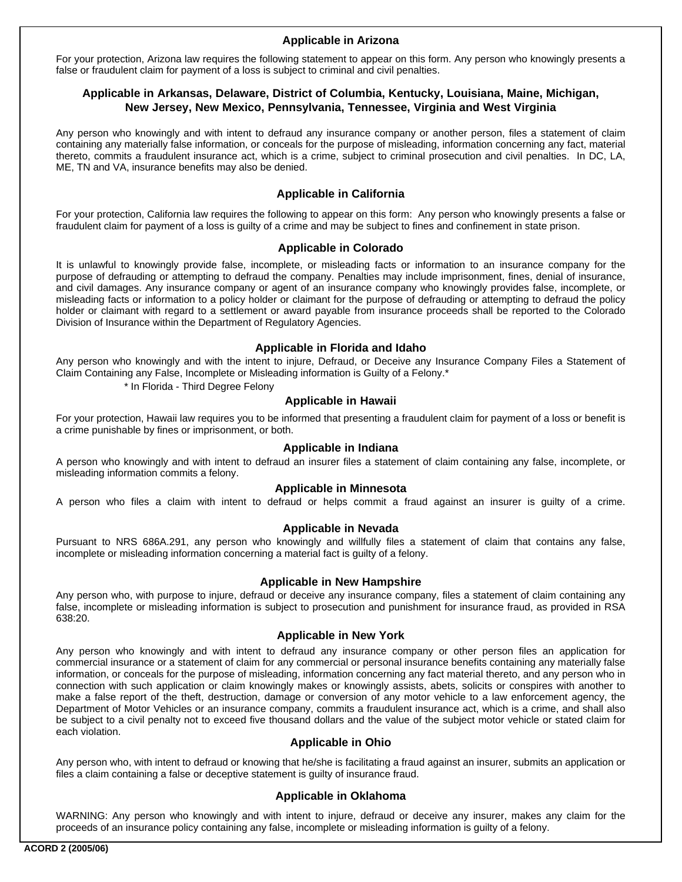### Applicable in Arizona

For your protection, Arizona law requires the following statement to appear on this form. Any person who knowingly presents a false or fraudulent claim for payment of a loss is subject to criminal and civil penalties.

### Applicable in Arkansas, Delaware, District of Columbia, Kentucky, Louisiana, Maine, Michigan, New Jersey, New Mexico, Pennsylvania, Tennessee, Virginia and West Virginia

Any person who knowingly and with intent to defraud any insurance company or another person, files a statement of claim containing any materially false information, or conceals for the purpose of misleading, information concerning any fact, material thereto, commits a fraudulent insurance act, which is a crime, subject to criminal prosecution and civil penalties. In DC, LA, ME, TN and VA, insurance benefits may also be denied.

### Applicable in California

For your protection, California law requires the following to appear on this form: Any person who knowingly presents a false or fraudulent claim for payment of a loss is guilty of a crime and may be subject to fines and confinement in state prison.

### Applicable in Colorado

It is unlawful to knowingly provide false, incomplete, or misleading facts or information to an insurance company for the purpose of defrauding or attempting to defraud the company. Penalties may include imprisonment, fines, denial of insurance, and civil damages. Any insurance company or agent of an insurance company who knowingly provides false, incomplete, or misleading facts or information to a policy holder or claimant for the purpose of defrauding or attempting to defraud the policy holder or claimant with regard to a settlement or award payable from insurance proceeds shall be reported to the Colorado Division of Insurance within the Department of Regulatory Agencies.

### Applicable in Florida and Idaho

Any person who knowingly and with the intent to injure, Defraud, or Deceive any Insurance Company Files a Statement of Claim Containing any False, Incomplete or Misleading information is Guilty of a Felony.*

\* In Florida - Third Degree Felony

### Applicable in Hawaii

For your protection, Hawaii law requires you to be informed that presenting a fraudulent claim for payment of a loss or benefit is a crime punishable by fines or imprisonment, or both.

### Applicable in Indiana

A person who knowingly and with intent to defraud an insurer files a statement of claim containing any false, incomplete, or misleading information commits a felony.

### Applicable in Minnesota

A person who files a claim with intent to defraud or helps commit a fraud against an insurer is guilty of a crime.

### Applicable in Nevada

Pursuant to NRS 686A.291, any person who knowingly and willfully files a statement of claim that contains any false, incomplete or misleading information concerning a material fact is guilty of a felony.

### Applicable in New Hampshire

Any person who, with purpose to injure, defraud or deceive any insurance company, files a statement of claim containing any false, incomplete or misleading information is subject to prosecution and punishment for insurance fraud, as provided in RSA 638:20.

### Applicable in New York

Any person who knowingly and with intent to defraud any insurance company or other person files an application for commercial insurance or a statement of claim for any commercial or personal insurance benefits containing any materially false information, or conceals for the purpose of misleading, information concerning any fact material thereto, and any person who in connection with such application or claim knowingly makes or knowingly assists, abets, solicits or conspires with another to make a false report of the theft, destruction, damage or conversion of any motor vehicle to a law enforcement agency, the Department of Motor Vehicles or an insurance company, commits a fraudulent insurance act, which is a crime, and shall also be subject to a civil penalty not to exceed five thousand dollars and the value of the subject motor vehicle or stated claim for each violation.

### Applicable in Ohio

Any person who, with intent to defraud or knowing that he/she is facilitating a fraud against an insurer, submits an application or files a claim containing a false or deceptive statement is guilty of insurance fraud.

### Applicable in Oklahoma

WARNING: Any person who knowingly and with intent to injure, defraud or deceive any insurer, makes any claim for the proceeds of an insurance policy containing any false, incomplete or misleading information is guilty of a felony.

**ACORD 2 (2005/06)**